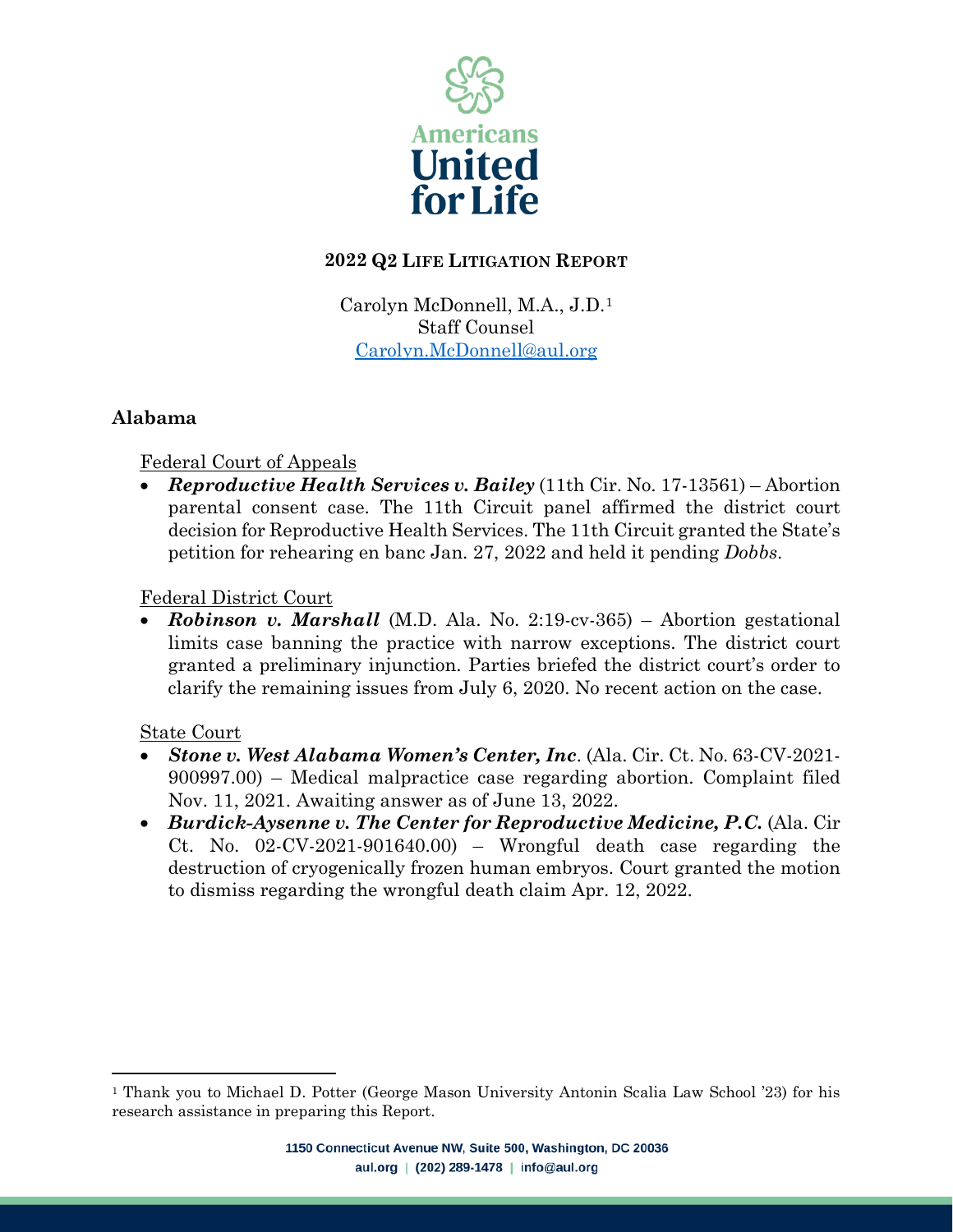Americans United for Life

**2022 Q2 LIFE LITIGATION REPORT**

Carolyn McDonnell, M.A., J.D.[1]
Staff Counsel
Carolyn.McDonnell@aul.org

## Alabama

Federal Court of Appeals

- ***Reproductive Health Services v. Bailey*** (11th Cir. No. 17-13561) – Abortion parental consent case. The 11th Circuit panel affirmed the district court decision for Reproductive Health Services. The 11th Circuit granted the State's petition for rehearing en banc Jan. 27, 2022 and held it pending *Dobbs*.

Federal District Court

- ***Robinson v. Marshall*** (M.D. Ala. No. 2:19-cv-365) – Abortion gestational limits case banning the practice with narrow exceptions. The district court granted a preliminary injunction. Parties briefed the district court's order to clarify the remaining issues from July 6, 2020. No recent action on the case.

State Court

- ***Stone v. West Alabama Women's Center, Inc***. (Ala. Cir. Ct. No. 63-CV-2021-900997.00) – Medical malpractice case regarding abortion. Complaint filed Nov. 11, 2021. Awaiting answer as of June 13, 2022.
- ***Burdick-Aysenne v. The Center for Reproductive Medicine, P.C.*** (Ala. Cir Ct. No. 02-CV-2021-901640.00) – Wrongful death case regarding the destruction of cryogenically frozen human embryos. Court granted the motion to dismiss regarding the wrongful death claim Apr. 12, 2022.

[1] Thank you to Michael D. Potter (George Mason University Antonin Scalia Law School '23) for his research assistance in preparing this Report.

1150 Connecticut Avenue NW, Suite 500, Washington, DC 20036
aul.org | (202) 289-1478 | info@aul.org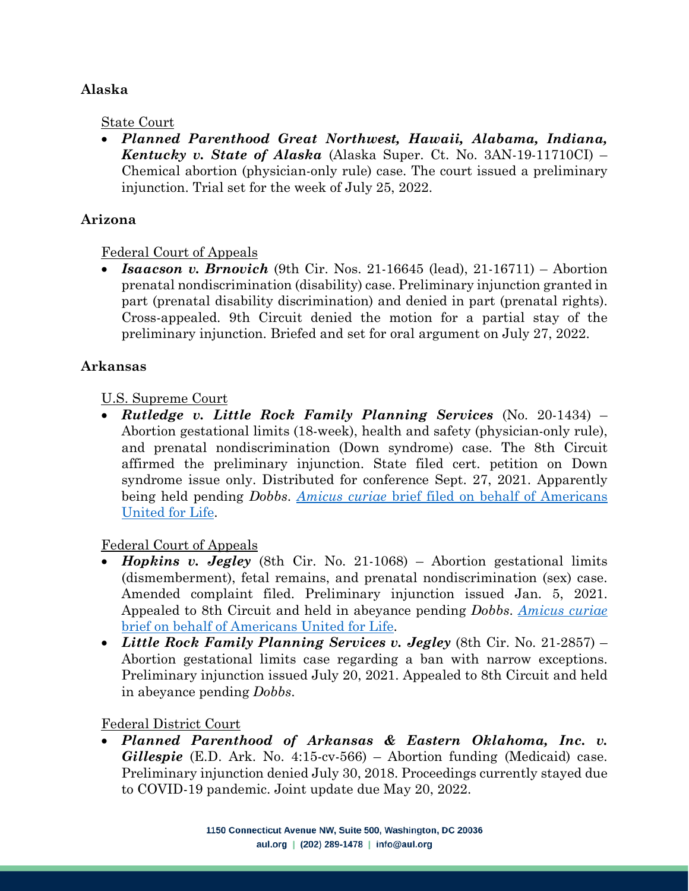## Alaska

State Court

- ***Planned Parenthood Great Northwest, Hawaii, Alabama, Indiana, Kentucky v. State of Alaska*** (Alaska Super. Ct. No. 3AN-19-11710CI) – Chemical abortion (physician-only rule) case. The court issued a preliminary injunction. Trial set for the week of July 25, 2022.

## Arizona

Federal Court of Appeals

- ***Isaacson v. Brnovich*** (9th Cir. Nos. 21-16645 (lead), 21-16711) – Abortion prenatal nondiscrimination (disability) case. Preliminary injunction granted in part (prenatal disability discrimination) and denied in part (prenatal rights). Cross-appealed. 9th Circuit denied the motion for a partial stay of the preliminary injunction. Briefed and set for oral argument on July 27, 2022.

## Arkansas

U.S. Supreme Court

- ***Rutledge v. Little Rock Family Planning Services*** (No. 20-1434) – Abortion gestational limits (18-week), health and safety (physician-only rule), and prenatal nondiscrimination (Down syndrome) case. The 8th Circuit affirmed the preliminary injunction. State filed cert. petition on Down syndrome issue only. Distributed for conference Sept. 27, 2021. Apparently being held pending *Dobbs*. *Amicus curiae* brief filed on behalf of Americans United for Life.

Federal Court of Appeals

- ***Hopkins v. Jegley*** (8th Cir. No. 21-1068) – Abortion gestational limits (dismemberment), fetal remains, and prenatal nondiscrimination (sex) case. Amended complaint filed. Preliminary injunction issued Jan. 5, 2021. Appealed to 8th Circuit and held in abeyance pending *Dobbs*. *Amicus curiae* brief on behalf of Americans United for Life.
- ***Little Rock Family Planning Services v. Jegley*** (8th Cir. No. 21-2857) – Abortion gestational limits case regarding a ban with narrow exceptions. Preliminary injunction issued July 20, 2021. Appealed to 8th Circuit and held in abeyance pending *Dobbs*.

Federal District Court

- ***Planned Parenthood of Arkansas & Eastern Oklahoma, Inc. v. Gillespie*** (E.D. Ark. No. 4:15-cv-566) – Abortion funding (Medicaid) case. Preliminary injunction denied July 30, 2018. Proceedings currently stayed due to COVID-19 pandemic. Joint update due May 20, 2022.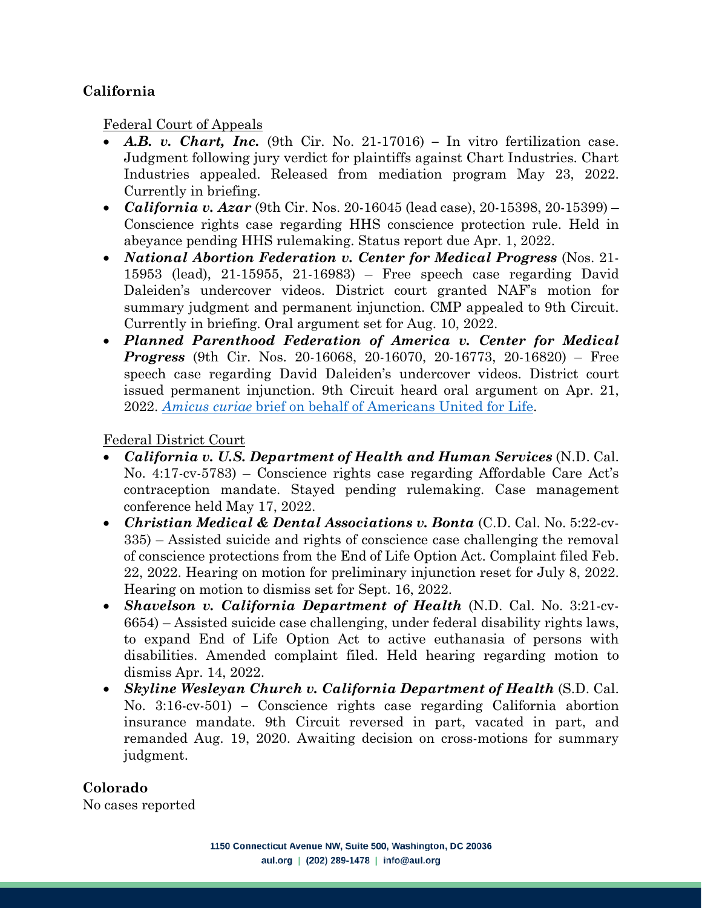## California

Federal Court of Appeals

- ***A.B. v. Chart, Inc.*** (9th Cir. No. 21-17016) – In vitro fertilization case. Judgment following jury verdict for plaintiffs against Chart Industries. Chart Industries appealed. Released from mediation program May 23, 2022. Currently in briefing.
- ***California v. Azar*** (9th Cir. Nos. 20-16045 (lead case), 20-15398, 20-15399) – Conscience rights case regarding HHS conscience protection rule. Held in abeyance pending HHS rulemaking. Status report due Apr. 1, 2022.
- ***National Abortion Federation v. Center for Medical Progress*** (Nos. 21-15953 (lead), 21-15955, 21-16983) – Free speech case regarding David Daleiden's undercover videos. District court granted NAF's motion for summary judgment and permanent injunction. CMP appealed to 9th Circuit. Currently in briefing. Oral argument set for Aug. 10, 2022.
- ***Planned Parenthood Federation of America v. Center for Medical Progress*** (9th Cir. Nos. 20-16068, 20-16070, 20-16773, 20-16820) – Free speech case regarding David Daleiden's undercover videos. District court issued permanent injunction. 9th Circuit heard oral argument on Apr. 21, 2022. *Amicus curiae* brief on behalf of Americans United for Life.

Federal District Court

- ***California v. U.S. Department of Health and Human Services*** (N.D. Cal. No. 4:17-cv-5783) – Conscience rights case regarding Affordable Care Act's contraception mandate. Stayed pending rulemaking. Case management conference held May 17, 2022.
- ***Christian Medical & Dental Associations v. Bonta*** (C.D. Cal. No. 5:22-cv-335) – Assisted suicide and rights of conscience case challenging the removal of conscience protections from the End of Life Option Act. Complaint filed Feb. 22, 2022. Hearing on motion for preliminary injunction reset for July 8, 2022. Hearing on motion to dismiss set for Sept. 16, 2022.
- ***Shavelson v. California Department of Health*** (N.D. Cal. No. 3:21-cv-6654) – Assisted suicide case challenging, under federal disability rights laws, to expand End of Life Option Act to active euthanasia of persons with disabilities. Amended complaint filed. Held hearing regarding motion to dismiss Apr. 14, 2022.
- ***Skyline Wesleyan Church v. California Department of Health*** (S.D. Cal. No. 3:16-cv-501) – Conscience rights case regarding California abortion insurance mandate. 9th Circuit reversed in part, vacated in part, and remanded Aug. 19, 2020. Awaiting decision on cross-motions for summary judgment.

## Colorado

No cases reported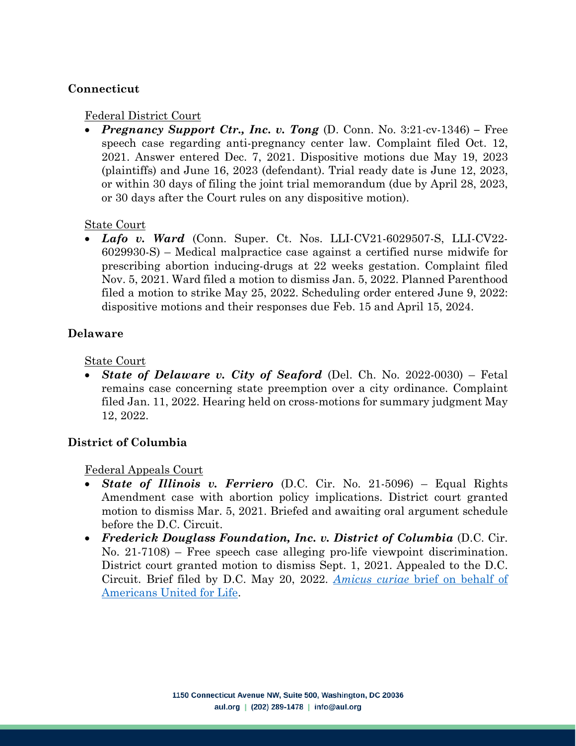## Connecticut

Federal District Court

- ***Pregnancy Support Ctr., Inc. v. Tong*** (D. Conn. No. 3:21-cv-1346) – Free speech case regarding anti-pregnancy center law. Complaint filed Oct. 12, 2021. Answer entered Dec. 7, 2021. Dispositive motions due May 19, 2023 (plaintiffs) and June 16, 2023 (defendant). Trial ready date is June 12, 2023, or within 30 days of filing the joint trial memorandum (due by April 28, 2023, or 30 days after the Court rules on any dispositive motion).

State Court

- ***Lafo v. Ward*** (Conn. Super. Ct. Nos. LLI-CV21-6029507-S, LLI-CV22-6029930-S) – Medical malpractice case against a certified nurse midwife for prescribing abortion inducing-drugs at 22 weeks gestation. Complaint filed Nov. 5, 2021. Ward filed a motion to dismiss Jan. 5, 2022. Planned Parenthood filed a motion to strike May 25, 2022. Scheduling order entered June 9, 2022: dispositive motions and their responses due Feb. 15 and April 15, 2024.

## Delaware

State Court

- ***State of Delaware v. City of Seaford*** (Del. Ch. No. 2022-0030) – Fetal remains case concerning state preemption over a city ordinance. Complaint filed Jan. 11, 2022. Hearing held on cross-motions for summary judgment May 12, 2022.

## District of Columbia

Federal Appeals Court

- ***State of Illinois v. Ferriero*** (D.C. Cir. No. 21-5096) – Equal Rights Amendment case with abortion policy implications. District court granted motion to dismiss Mar. 5, 2021. Briefed and awaiting oral argument schedule before the D.C. Circuit.
- ***Frederick Douglass Foundation, Inc. v. District of Columbia*** (D.C. Cir. No. 21-7108) – Free speech case alleging pro-life viewpoint discrimination. District court granted motion to dismiss Sept. 1, 2021. Appealed to the D.C. Circuit. Brief filed by D.C. May 20, 2022. *Amicus curiae* brief on behalf of Americans United for Life.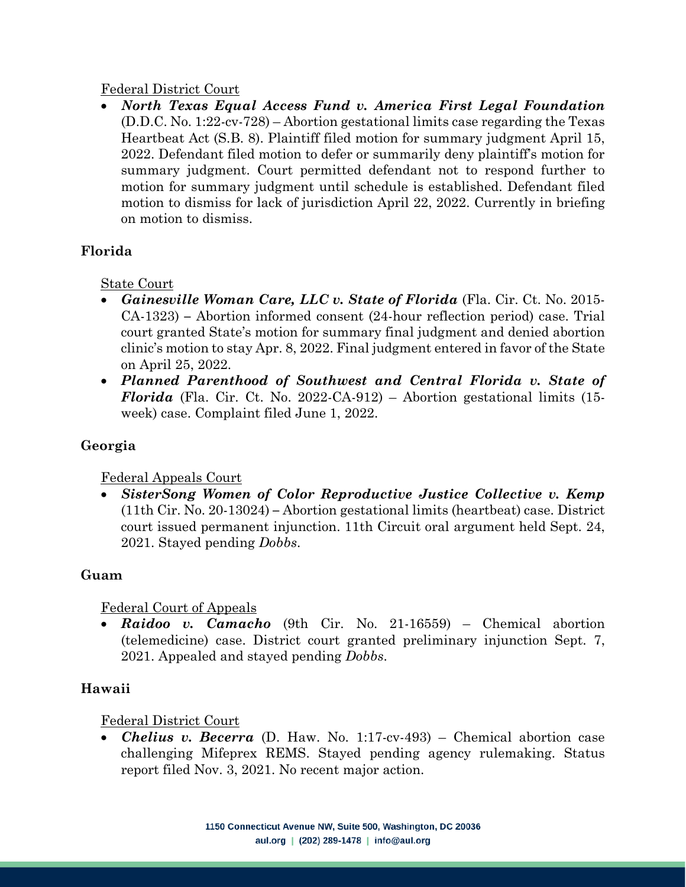Federal District Court

- ***North Texas Equal Access Fund v. America First Legal Foundation*** (D.D.C. No. 1:22-cv-728) – Abortion gestational limits case regarding the Texas Heartbeat Act (S.B. 8). Plaintiff filed motion for summary judgment April 15, 2022. Defendant filed motion to defer or summarily deny plaintiff's motion for summary judgment. Court permitted defendant not to respond further to motion for summary judgment until schedule is established. Defendant filed motion to dismiss for lack of jurisdiction April 22, 2022. Currently in briefing on motion to dismiss.

## Florida

State Court

- ***Gainesville Woman Care, LLC v. State of Florida*** (Fla. Cir. Ct. No. 2015-CA-1323) – Abortion informed consent (24-hour reflection period) case. Trial court granted State's motion for summary final judgment and denied abortion clinic's motion to stay Apr. 8, 2022. Final judgment entered in favor of the State on April 25, 2022.
- ***Planned Parenthood of Southwest and Central Florida v. State of Florida*** (Fla. Cir. Ct. No. 2022-CA-912) – Abortion gestational limits (15-week) case. Complaint filed June 1, 2022.

## Georgia

Federal Appeals Court

- ***SisterSong Women of Color Reproductive Justice Collective v. Kemp*** (11th Cir. No. 20-13024) – Abortion gestational limits (heartbeat) case. District court issued permanent injunction. 11th Circuit oral argument held Sept. 24, 2021. Stayed pending *Dobbs*.

## Guam

Federal Court of Appeals

- ***Raidoo v. Camacho*** (9th Cir. No. 21-16559) – Chemical abortion (telemedicine) case. District court granted preliminary injunction Sept. 7, 2021. Appealed and stayed pending *Dobbs*.

## Hawaii

Federal District Court

- ***Chelius v. Becerra*** (D. Haw. No. 1:17-cv-493) – Chemical abortion case challenging Mifeprex REMS. Stayed pending agency rulemaking. Status report filed Nov. 3, 2021. No recent major action.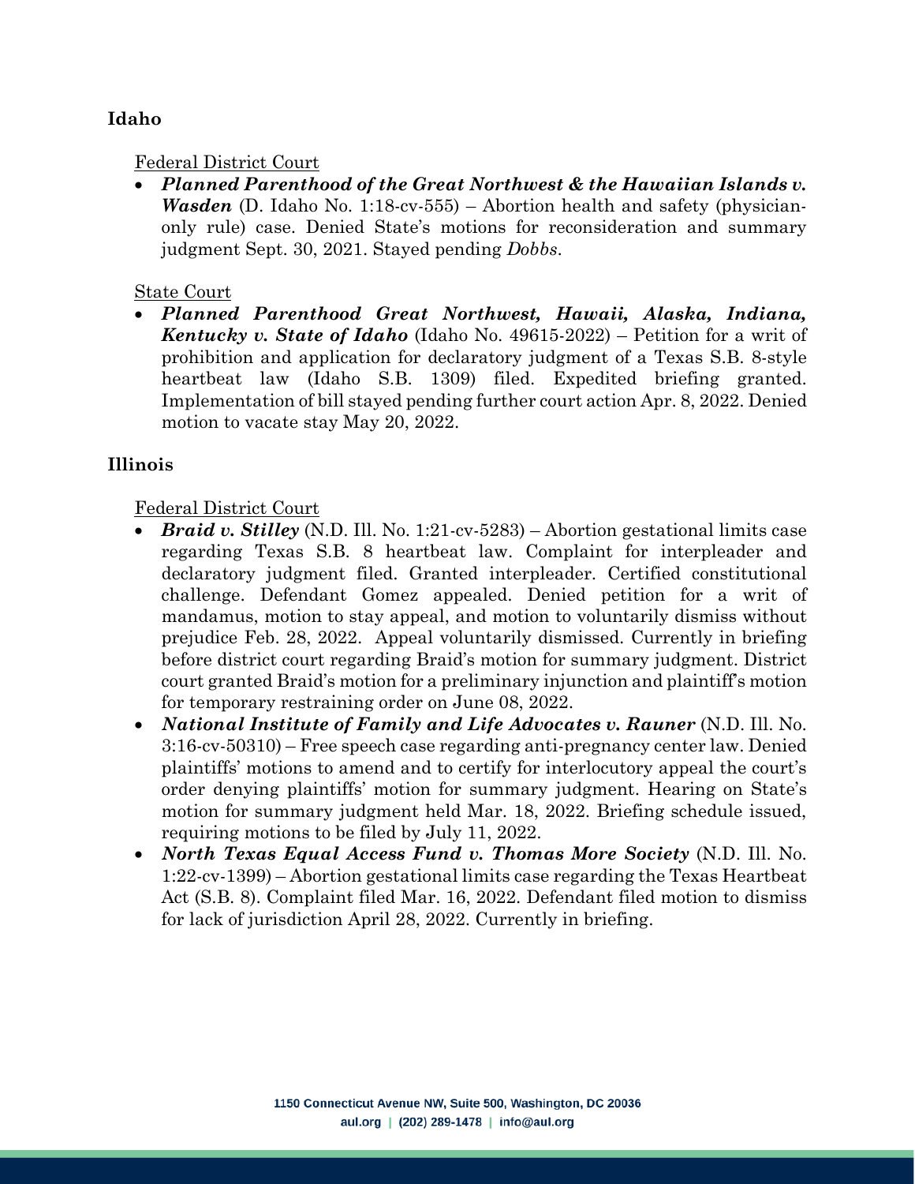## Idaho

Federal District Court

- ***Planned Parenthood of the Great Northwest & the Hawaiian Islands v. Wasden*** (D. Idaho No. 1:18-cv-555) – Abortion health and safety (physician-only rule) case. Denied State's motions for reconsideration and summary judgment Sept. 30, 2021. Stayed pending *Dobbs*.

State Court

- ***Planned Parenthood Great Northwest, Hawaii, Alaska, Indiana, Kentucky v. State of Idaho*** (Idaho No. 49615-2022) – Petition for a writ of prohibition and application for declaratory judgment of a Texas S.B. 8-style heartbeat law (Idaho S.B. 1309) filed. Expedited briefing granted. Implementation of bill stayed pending further court action Apr. 8, 2022. Denied motion to vacate stay May 20, 2022.

## Illinois

Federal District Court

- ***Braid v. Stilley*** (N.D. Ill. No. 1:21-cv-5283) – Abortion gestational limits case regarding Texas S.B. 8 heartbeat law. Complaint for interpleader and declaratory judgment filed. Granted interpleader. Certified constitutional challenge. Defendant Gomez appealed. Denied petition for a writ of mandamus, motion to stay appeal, and motion to voluntarily dismiss without prejudice Feb. 28, 2022. Appeal voluntarily dismissed. Currently in briefing before district court regarding Braid's motion for summary judgment. District court granted Braid's motion for a preliminary injunction and plaintiff's motion for temporary restraining order on June 08, 2022.
- ***National Institute of Family and Life Advocates v. Rauner*** (N.D. Ill. No. 3:16-cv-50310) – Free speech case regarding anti-pregnancy center law. Denied plaintiffs' motions to amend and to certify for interlocutory appeal the court's order denying plaintiffs' motion for summary judgment. Hearing on State's motion for summary judgment held Mar. 18, 2022. Briefing schedule issued, requiring motions to be filed by July 11, 2022.
- ***North Texas Equal Access Fund v. Thomas More Society*** (N.D. Ill. No. 1:22-cv-1399) – Abortion gestational limits case regarding the Texas Heartbeat Act (S.B. 8). Complaint filed Mar. 16, 2022. Defendant filed motion to dismiss for lack of jurisdiction April 28, 2022. Currently in briefing.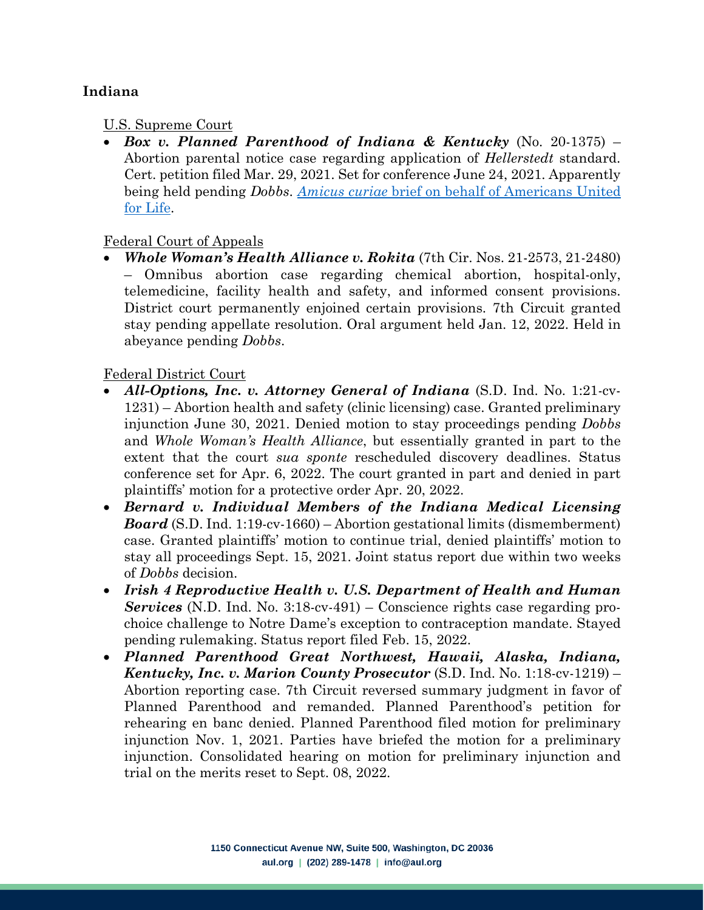**Indiana**

U.S. Supreme Court

- ***Box v. Planned Parenthood of Indiana & Kentucky*** (No. 20-1375) – Abortion parental notice case regarding application of *Hellerstedt* standard. Cert. petition filed Mar. 29, 2021. Set for conference June 24, 2021. Apparently being held pending *Dobbs*. [*Amicus curiae* brief on behalf of Americans United for Life](#).

Federal Court of Appeals

- ***Whole Woman's Health Alliance v. Rokita*** (7th Cir. Nos. 21-2573, 21-2480) – Omnibus abortion case regarding chemical abortion, hospital-only, telemedicine, facility health and safety, and informed consent provisions. District court permanently enjoined certain provisions. 7th Circuit granted stay pending appellate resolution. Oral argument held Jan. 12, 2022. Held in abeyance pending *Dobbs*.

Federal District Court

- ***All-Options, Inc. v. Attorney General of Indiana*** (S.D. Ind. No. 1:21-cv-1231) – Abortion health and safety (clinic licensing) case. Granted preliminary injunction June 30, 2021. Denied motion to stay proceedings pending *Dobbs* and *Whole Woman's Health Alliance*, but essentially granted in part to the extent that the court *sua sponte* rescheduled discovery deadlines. Status conference set for Apr. 6, 2022. The court granted in part and denied in part plaintiffs' motion for a protective order Apr. 20, 2022.
- ***Bernard v. Individual Members of the Indiana Medical Licensing Board*** (S.D. Ind. 1:19-cv-1660) – Abortion gestational limits (dismemberment) case. Granted plaintiffs' motion to continue trial, denied plaintiffs' motion to stay all proceedings Sept. 15, 2021. Joint status report due within two weeks of *Dobbs* decision.
- ***Irish 4 Reproductive Health v. U.S. Department of Health and Human Services*** (N.D. Ind. No. 3:18-cv-491) – Conscience rights case regarding pro-choice challenge to Notre Dame's exception to contraception mandate. Stayed pending rulemaking. Status report filed Feb. 15, 2022.
- ***Planned Parenthood Great Northwest, Hawaii, Alaska, Indiana, Kentucky, Inc. v. Marion County Prosecutor*** (S.D. Ind. No. 1:18-cv-1219) – Abortion reporting case. 7th Circuit reversed summary judgment in favor of Planned Parenthood and remanded. Planned Parenthood's petition for rehearing en banc denied. Planned Parenthood filed motion for preliminary injunction Nov. 1, 2021. Parties have briefed the motion for a preliminary injunction. Consolidated hearing on motion for preliminary injunction and trial on the merits reset to Sept. 08, 2022.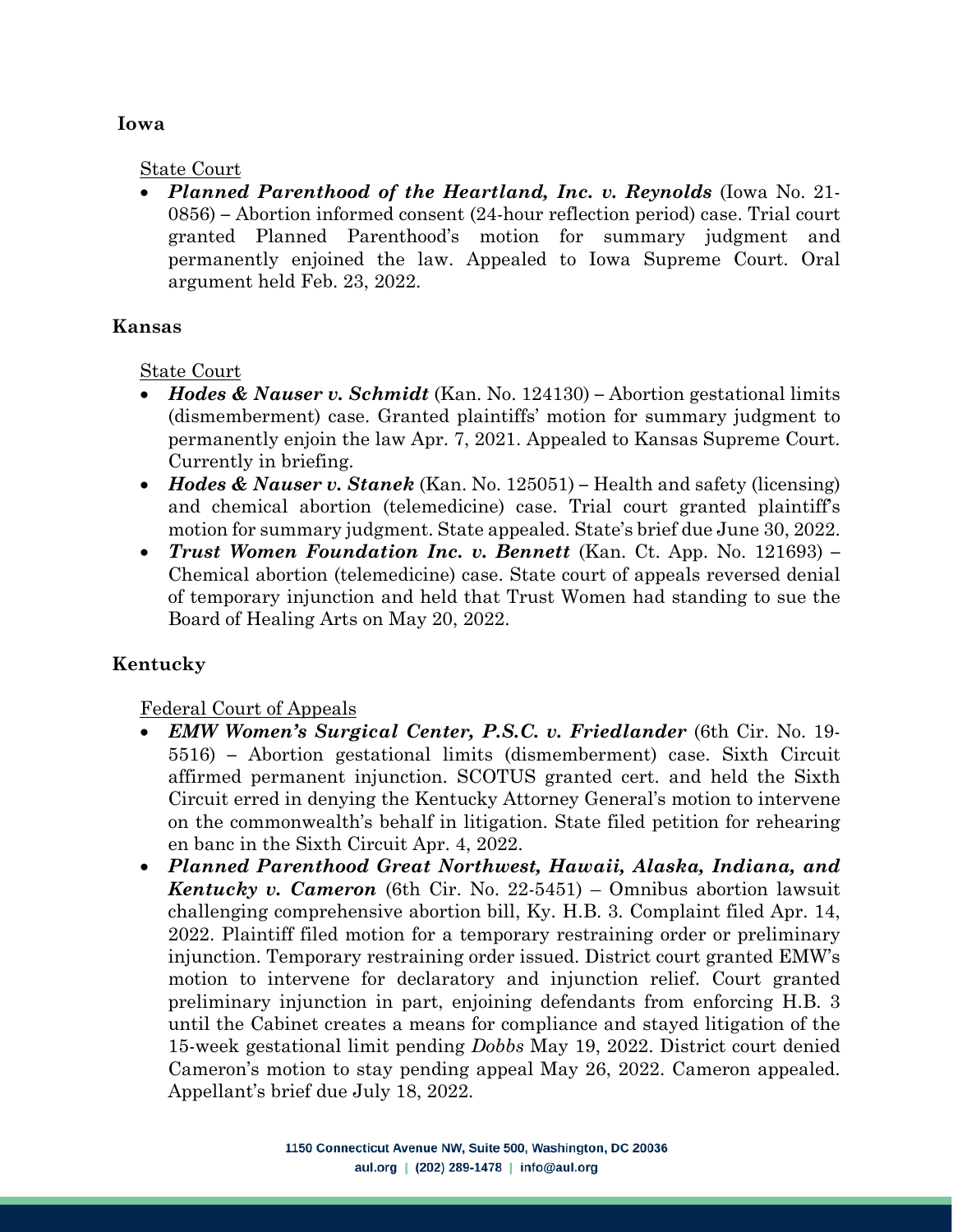**Iowa**

State Court

- ***Planned Parenthood of the Heartland, Inc. v. Reynolds*** (Iowa No. 21-0856) – Abortion informed consent (24-hour reflection period) case. Trial court granted Planned Parenthood's motion for summary judgment and permanently enjoined the law. Appealed to Iowa Supreme Court. Oral argument held Feb. 23, 2022.

**Kansas**

State Court

- ***Hodes & Nauser v. Schmidt*** (Kan. No. 124130) – Abortion gestational limits (dismemberment) case. Granted plaintiffs' motion for summary judgment to permanently enjoin the law Apr. 7, 2021. Appealed to Kansas Supreme Court. Currently in briefing.
- ***Hodes & Nauser v. Stanek*** (Kan. No. 125051) – Health and safety (licensing) and chemical abortion (telemedicine) case. Trial court granted plaintiff's motion for summary judgment. State appealed. State's brief due June 30, 2022.
- ***Trust Women Foundation Inc. v. Bennett*** (Kan. Ct. App. No. 121693) – Chemical abortion (telemedicine) case. State court of appeals reversed denial of temporary injunction and held that Trust Women had standing to sue the Board of Healing Arts on May 20, 2022.

**Kentucky**

Federal Court of Appeals

- ***EMW Women's Surgical Center, P.S.C. v. Friedlander*** (6th Cir. No. 19-5516) – Abortion gestational limits (dismemberment) case. Sixth Circuit affirmed permanent injunction. SCOTUS granted cert. and held the Sixth Circuit erred in denying the Kentucky Attorney General's motion to intervene on the commonwealth's behalf in litigation. State filed petition for rehearing en banc in the Sixth Circuit Apr. 4, 2022.
- ***Planned Parenthood Great Northwest, Hawaii, Alaska, Indiana, and Kentucky v. Cameron*** (6th Cir. No. 22-5451) – Omnibus abortion lawsuit challenging comprehensive abortion bill, Ky. H.B. 3. Complaint filed Apr. 14, 2022. Plaintiff filed motion for a temporary restraining order or preliminary injunction. Temporary restraining order issued. District court granted EMW's motion to intervene for declaratory and injunction relief. Court granted preliminary injunction in part, enjoining defendants from enforcing H.B. 3 until the Cabinet creates a means for compliance and stayed litigation of the 15-week gestational limit pending *Dobbs* May 19, 2022. District court denied Cameron's motion to stay pending appeal May 26, 2022. Cameron appealed. Appellant's brief due July 18, 2022.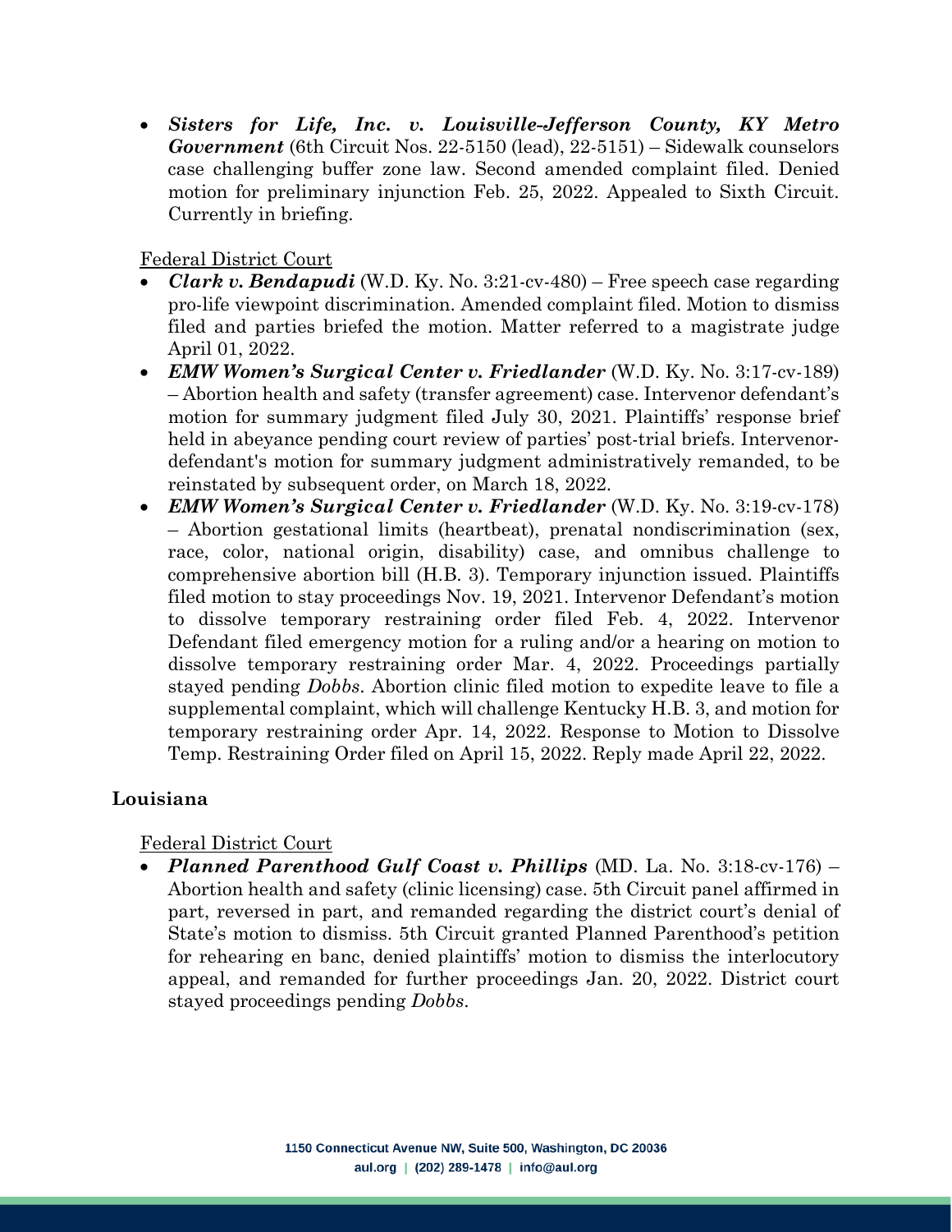- ***Sisters for Life, Inc. v. Louisville-Jefferson County, KY Metro Government*** (6th Circuit Nos. 22-5150 (lead), 22-5151) – Sidewalk counselors case challenging buffer zone law. Second amended complaint filed. Denied motion for preliminary injunction Feb. 25, 2022. Appealed to Sixth Circuit. Currently in briefing.

Federal District Court

- ***Clark v. Bendapudi*** (W.D. Ky. No. 3:21-cv-480) – Free speech case regarding pro-life viewpoint discrimination. Amended complaint filed. Motion to dismiss filed and parties briefed the motion. Matter referred to a magistrate judge April 01, 2022.
- ***EMW Women's Surgical Center v. Friedlander*** (W.D. Ky. No. 3:17-cv-189) – Abortion health and safety (transfer agreement) case. Intervenor defendant's motion for summary judgment filed July 30, 2021. Plaintiffs' response brief held in abeyance pending court review of parties' post-trial briefs. Intervenor-defendant's motion for summary judgment administratively remanded, to be reinstated by subsequent order, on March 18, 2022.
- ***EMW Women's Surgical Center v. Friedlander*** (W.D. Ky. No. 3:19-cv-178) – Abortion gestational limits (heartbeat), prenatal nondiscrimination (sex, race, color, national origin, disability) case, and omnibus challenge to comprehensive abortion bill (H.B. 3). Temporary injunction issued. Plaintiffs filed motion to stay proceedings Nov. 19, 2021. Intervenor Defendant's motion to dissolve temporary restraining order filed Feb. 4, 2022. Intervenor Defendant filed emergency motion for a ruling and/or a hearing on motion to dissolve temporary restraining order Mar. 4, 2022. Proceedings partially stayed pending *Dobbs*. Abortion clinic filed motion to expedite leave to file a supplemental complaint, which will challenge Kentucky H.B. 3, and motion for temporary restraining order Apr. 14, 2022. Response to Motion to Dissolve Temp. Restraining Order filed on April 15, 2022. Reply made April 22, 2022.

## Louisiana

Federal District Court

- ***Planned Parenthood Gulf Coast v. Phillips*** (MD. La. No. 3:18-cv-176) – Abortion health and safety (clinic licensing) case. 5th Circuit panel affirmed in part, reversed in part, and remanded regarding the district court's denial of State's motion to dismiss. 5th Circuit granted Planned Parenthood's petition for rehearing en banc, denied plaintiffs' motion to dismiss the interlocutory appeal, and remanded for further proceedings Jan. 20, 2022. District court stayed proceedings pending *Dobbs*.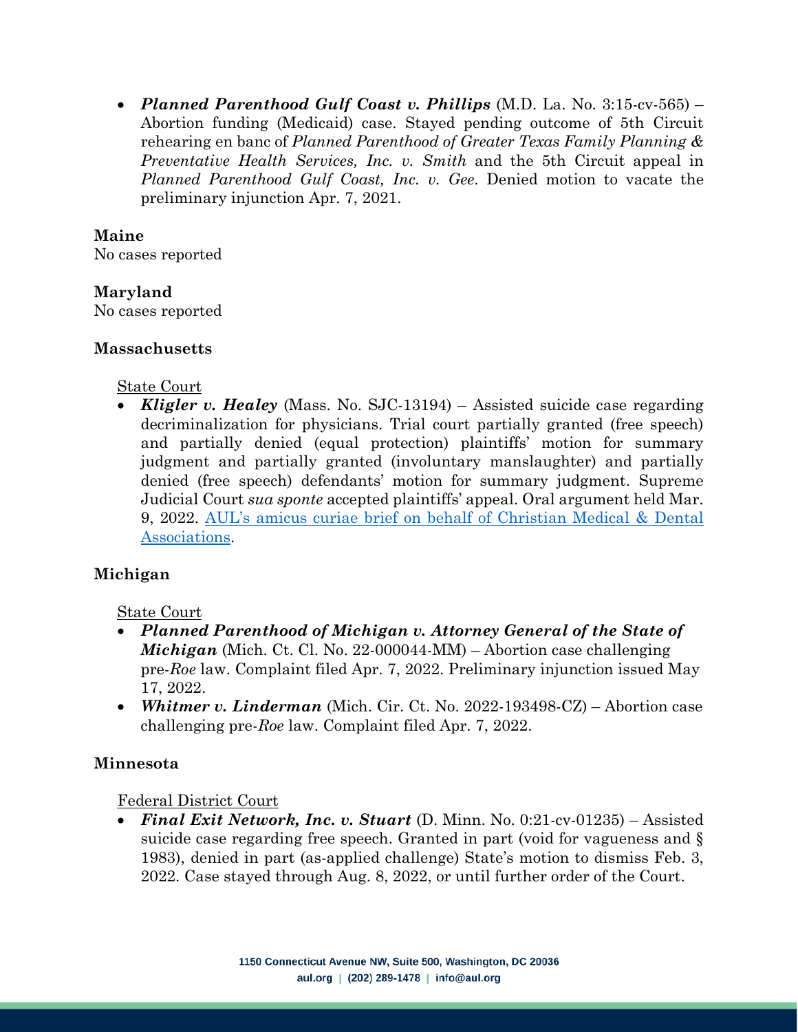- ***Planned Parenthood Gulf Coast v. Phillips*** (M.D. La. No. 3:15-cv-565) – Abortion funding (Medicaid) case. Stayed pending outcome of 5th Circuit rehearing en banc of *Planned Parenthood of Greater Texas Family Planning & Preventative Health Services, Inc. v. Smith* and the 5th Circuit appeal in *Planned Parenthood Gulf Coast, Inc. v. Gee*. Denied motion to vacate the preliminary injunction Apr. 7, 2021.

**Maine**

No cases reported

**Maryland**

No cases reported

**Massachusetts**

State Court

- ***Kligler v. Healey*** (Mass. No. SJC-13194) – Assisted suicide case regarding decriminalization for physicians. Trial court partially granted (free speech) and partially denied (equal protection) plaintiffs' motion for summary judgment and partially granted (involuntary manslaughter) and partially denied (free speech) defendants' motion for summary judgment. Supreme Judicial Court *sua sponte* accepted plaintiffs' appeal. Oral argument held Mar. 9, 2022. AUL's amicus curiae brief on behalf of Christian Medical & Dental Associations.

**Michigan**

State Court

- ***Planned Parenthood of Michigan v. Attorney General of the State of Michigan*** (Mich. Ct. Cl. No. 22-000044-MM) – Abortion case challenging pre-*Roe* law. Complaint filed Apr. 7, 2022. Preliminary injunction issued May 17, 2022.
- ***Whitmer v. Linderman*** (Mich. Cir. Ct. No. 2022-193498-CZ) – Abortion case challenging pre-*Roe* law. Complaint filed Apr. 7, 2022.

**Minnesota**

Federal District Court

- ***Final Exit Network, Inc. v. Stuart*** (D. Minn. No. 0:21-cv-01235) – Assisted suicide case regarding free speech. Granted in part (void for vagueness and § 1983), denied in part (as-applied challenge) State's motion to dismiss Feb. 3, 2022. Case stayed through Aug. 8, 2022, or until further order of the Court.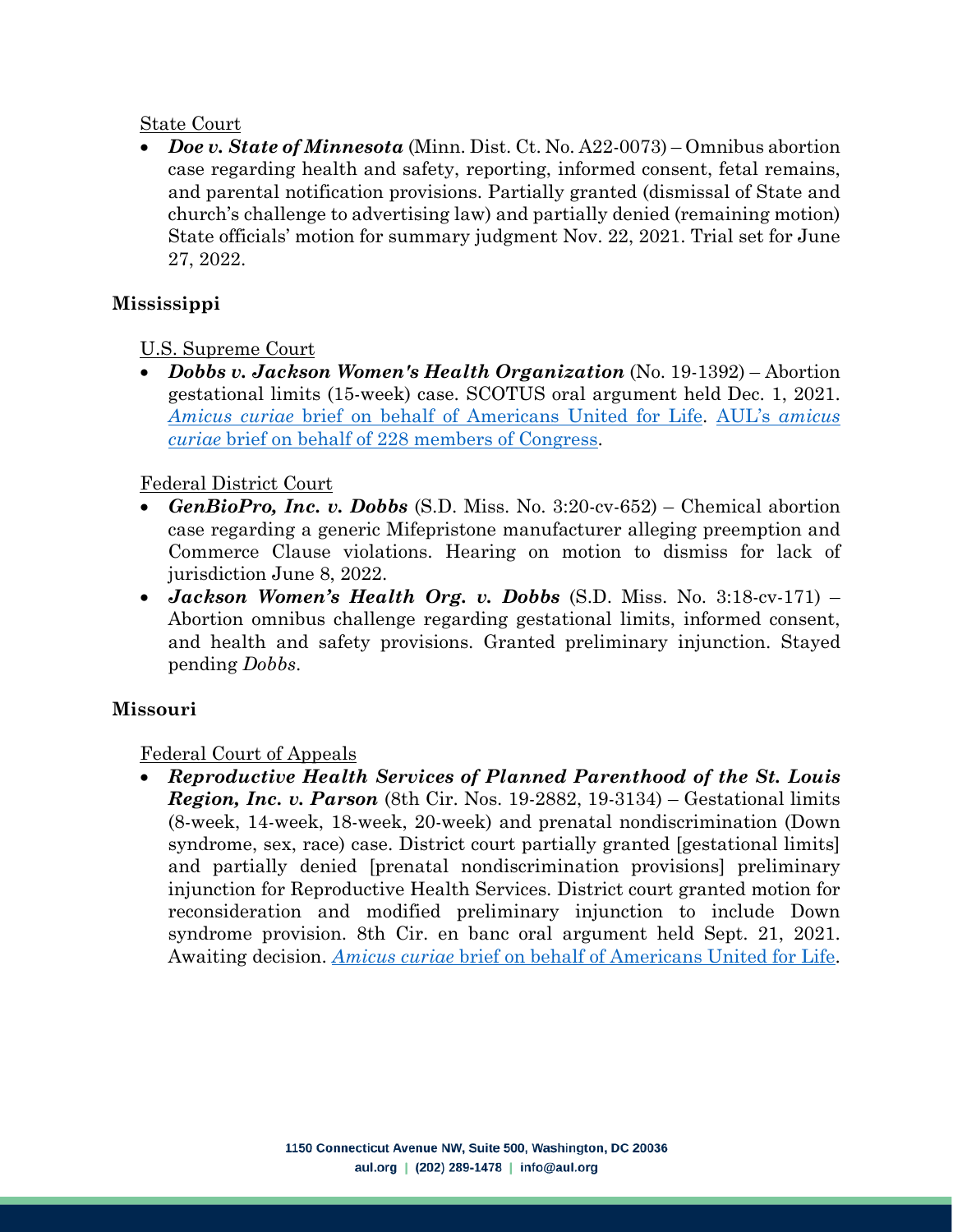State Court

- ***Doe v. State of Minnesota*** (Minn. Dist. Ct. No. A22-0073) – Omnibus abortion case regarding health and safety, reporting, informed consent, fetal remains, and parental notification provisions. Partially granted (dismissal of State and church's challenge to advertising law) and partially denied (remaining motion) State officials' motion for summary judgment Nov. 22, 2021. Trial set for June 27, 2022.

**Mississippi**

U.S. Supreme Court

- ***Dobbs v. Jackson Women's Health Organization*** (No. 19-1392) – Abortion gestational limits (15-week) case. SCOTUS oral argument held Dec. 1, 2021. *Amicus curiae* brief on behalf of Americans United for Life. AUL's *amicus curiae* brief on behalf of 228 members of Congress.

Federal District Court

- ***GenBioPro, Inc. v. Dobbs*** (S.D. Miss. No. 3:20-cv-652) – Chemical abortion case regarding a generic Mifepristone manufacturer alleging preemption and Commerce Clause violations. Hearing on motion to dismiss for lack of jurisdiction June 8, 2022.
- ***Jackson Women's Health Org. v. Dobbs*** (S.D. Miss. No. 3:18-cv-171) – Abortion omnibus challenge regarding gestational limits, informed consent, and health and safety provisions. Granted preliminary injunction. Stayed pending *Dobbs*.

**Missouri**

Federal Court of Appeals

- ***Reproductive Health Services of Planned Parenthood of the St. Louis Region, Inc. v. Parson*** (8th Cir. Nos. 19-2882, 19-3134) – Gestational limits (8-week, 14-week, 18-week, 20-week) and prenatal nondiscrimination (Down syndrome, sex, race) case. District court partially granted [gestational limits] and partially denied [prenatal nondiscrimination provisions] preliminary injunction for Reproductive Health Services. District court granted motion for reconsideration and modified preliminary injunction to include Down syndrome provision. 8th Cir. en banc oral argument held Sept. 21, 2021. Awaiting decision. *Amicus curiae* brief on behalf of Americans United for Life.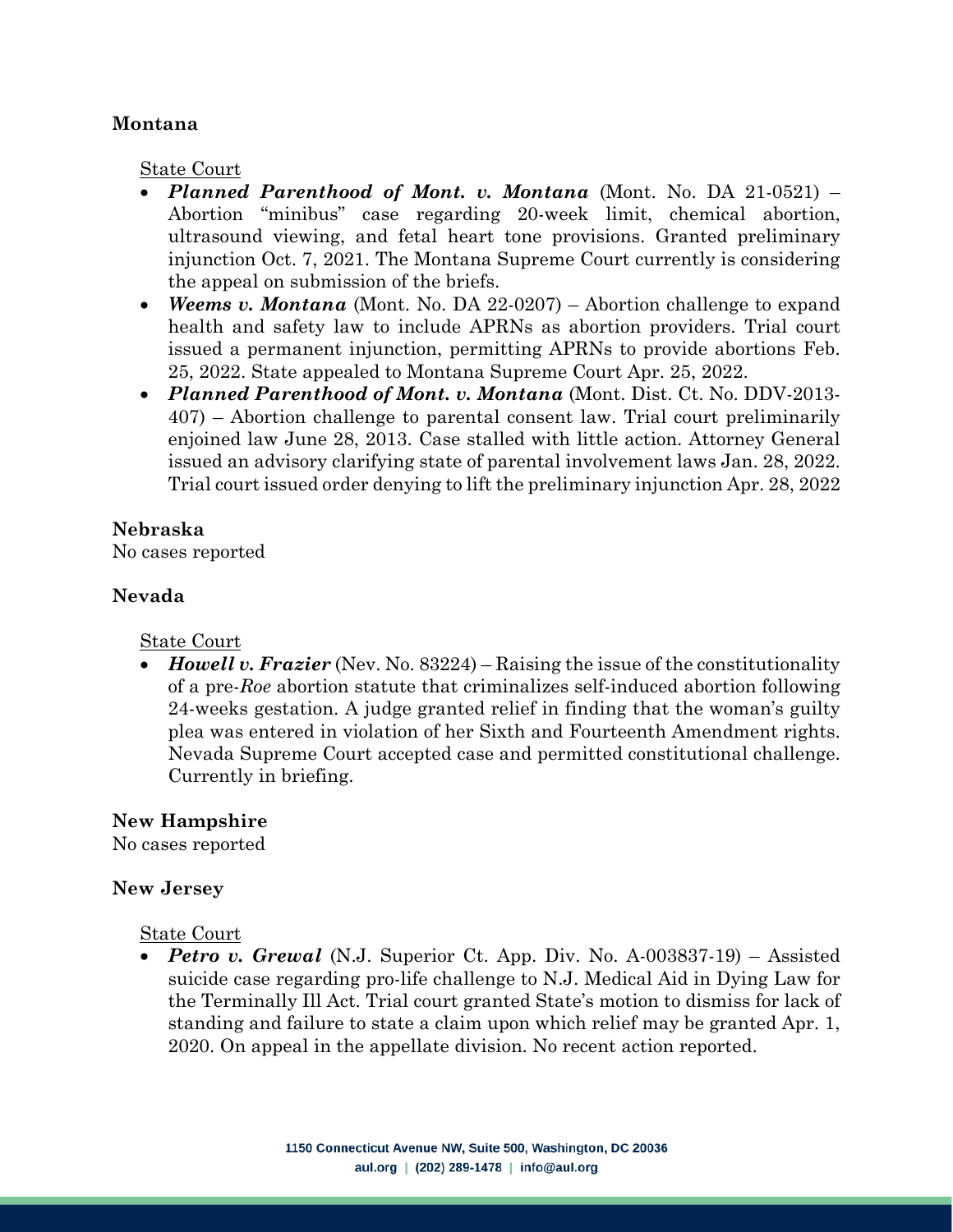**Montana**

State Court

- ***Planned Parenthood of Mont. v. Montana*** (Mont. No. DA 21-0521) – Abortion "minibus" case regarding 20-week limit, chemical abortion, ultrasound viewing, and fetal heart tone provisions. Granted preliminary injunction Oct. 7, 2021. The Montana Supreme Court currently is considering the appeal on submission of the briefs.
- ***Weems v. Montana*** (Mont. No. DA 22-0207) – Abortion challenge to expand health and safety law to include APRNs as abortion providers. Trial court issued a permanent injunction, permitting APRNs to provide abortions Feb. 25, 2022. State appealed to Montana Supreme Court Apr. 25, 2022.
- ***Planned Parenthood of Mont. v. Montana*** (Mont. Dist. Ct. No. DDV-2013-407) – Abortion challenge to parental consent law. Trial court preliminarily enjoined law June 28, 2013. Case stalled with little action. Attorney General issued an advisory clarifying state of parental involvement laws Jan. 28, 2022. Trial court issued order denying to lift the preliminary injunction Apr. 28, 2022

**Nebraska**

No cases reported

**Nevada**

State Court

- ***Howell v. Frazier*** (Nev. No. 83224) – Raising the issue of the constitutionality of a pre-*Roe* abortion statute that criminalizes self-induced abortion following 24-weeks gestation. A judge granted relief in finding that the woman's guilty plea was entered in violation of her Sixth and Fourteenth Amendment rights. Nevada Supreme Court accepted case and permitted constitutional challenge. Currently in briefing.

**New Hampshire**

No cases reported

**New Jersey**

State Court

- ***Petro v. Grewal*** (N.J. Superior Ct. App. Div. No. A-003837-19) – Assisted suicide case regarding pro-life challenge to N.J. Medical Aid in Dying Law for the Terminally Ill Act. Trial court granted State's motion to dismiss for lack of standing and failure to state a claim upon which relief may be granted Apr. 1, 2020. On appeal in the appellate division. No recent action reported.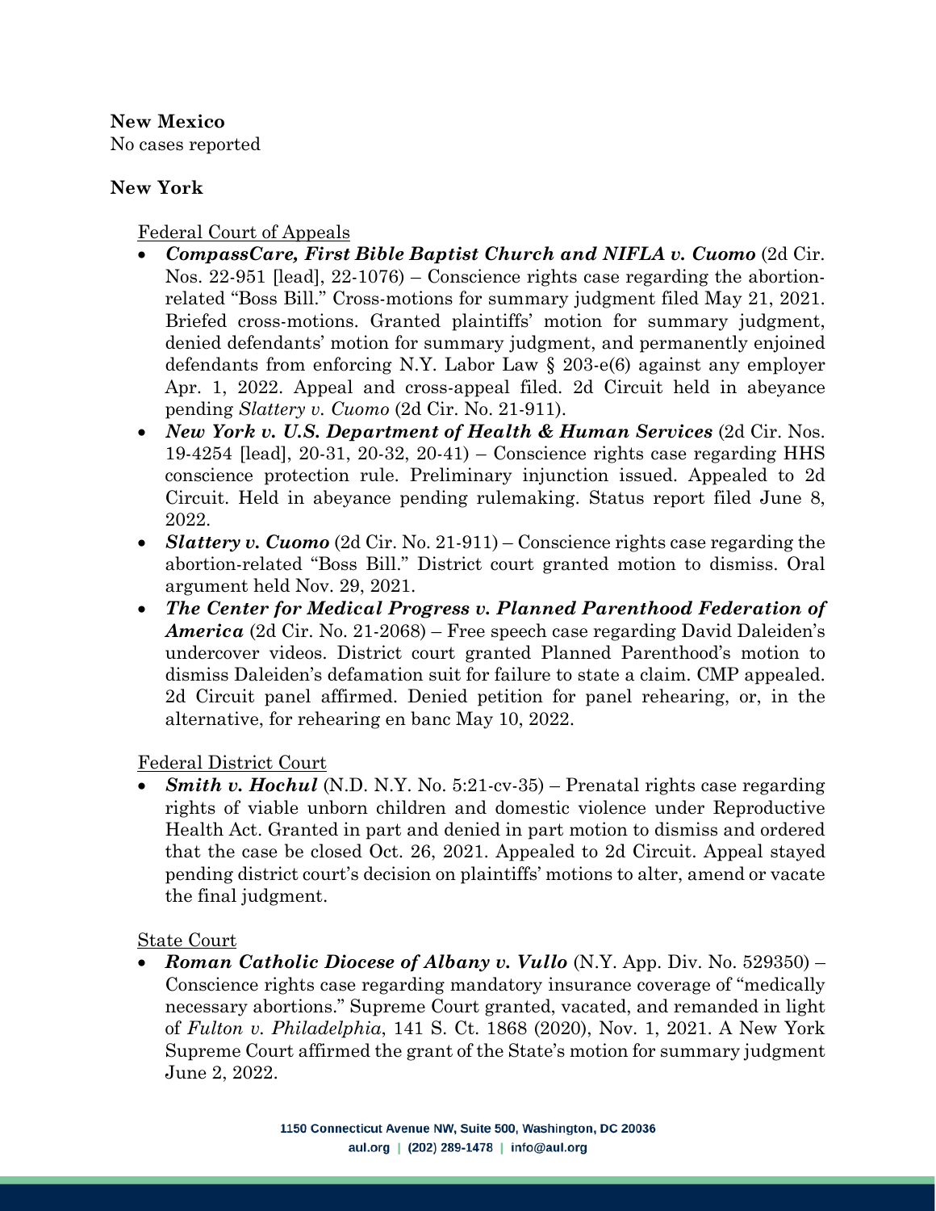**New Mexico**

No cases reported

**New York**

Federal Court of Appeals

- ***CompassCare, First Bible Baptist Church and NIFLA v. Cuomo*** (2d Cir. Nos. 22-951 [lead], 22-1076) – Conscience rights case regarding the abortion-related "Boss Bill." Cross-motions for summary judgment filed May 21, 2021. Briefed cross-motions. Granted plaintiffs' motion for summary judgment, denied defendants' motion for summary judgment, and permanently enjoined defendants from enforcing N.Y. Labor Law § 203-e(6) against any employer Apr. 1, 2022. Appeal and cross-appeal filed. 2d Circuit held in abeyance pending *Slattery v. Cuomo* (2d Cir. No. 21-911).
- ***New York v. U.S. Department of Health & Human Services*** (2d Cir. Nos. 19-4254 [lead], 20-31, 20-32, 20-41) – Conscience rights case regarding HHS conscience protection rule. Preliminary injunction issued. Appealed to 2d Circuit. Held in abeyance pending rulemaking. Status report filed June 8, 2022.
- ***Slattery v. Cuomo*** (2d Cir. No. 21-911) – Conscience rights case regarding the abortion-related "Boss Bill." District court granted motion to dismiss. Oral argument held Nov. 29, 2021.
- ***The Center for Medical Progress v. Planned Parenthood Federation of America*** (2d Cir. No. 21-2068) – Free speech case regarding David Daleiden's undercover videos. District court granted Planned Parenthood's motion to dismiss Daleiden's defamation suit for failure to state a claim. CMP appealed. 2d Circuit panel affirmed. Denied petition for panel rehearing, or, in the alternative, for rehearing en banc May 10, 2022.

Federal District Court

- ***Smith v. Hochul*** (N.D. N.Y. No. 5:21-cv-35) – Prenatal rights case regarding rights of viable unborn children and domestic violence under Reproductive Health Act. Granted in part and denied in part motion to dismiss and ordered that the case be closed Oct. 26, 2021. Appealed to 2d Circuit. Appeal stayed pending district court's decision on plaintiffs' motions to alter, amend or vacate the final judgment.

State Court

- ***Roman Catholic Diocese of Albany v. Vullo*** (N.Y. App. Div. No. 529350) – Conscience rights case regarding mandatory insurance coverage of "medically necessary abortions." Supreme Court granted, vacated, and remanded in light of *Fulton v. Philadelphia*, 141 S. Ct. 1868 (2020), Nov. 1, 2021. A New York Supreme Court affirmed the grant of the State's motion for summary judgment June 2, 2022.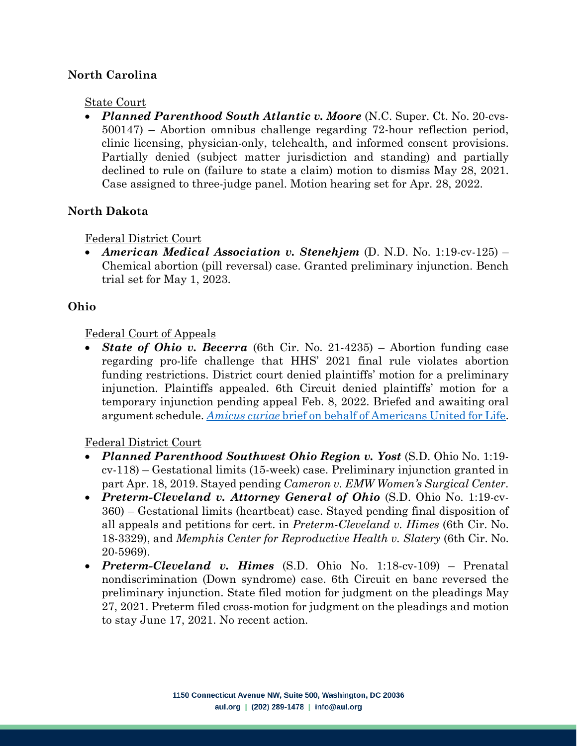**North Carolina**

State Court

- ***Planned Parenthood South Atlantic v. Moore*** (N.C. Super. Ct. No. 20-cvs-500147) – Abortion omnibus challenge regarding 72-hour reflection period, clinic licensing, physician-only, telehealth, and informed consent provisions. Partially denied (subject matter jurisdiction and standing) and partially declined to rule on (failure to state a claim) motion to dismiss May 28, 2021. Case assigned to three-judge panel. Motion hearing set for Apr. 28, 2022.

**North Dakota**

Federal District Court

- ***American Medical Association v. Stenehjem*** (D. N.D. No. 1:19-cv-125) – Chemical abortion (pill reversal) case. Granted preliminary injunction. Bench trial set for May 1, 2023.

**Ohio**

Federal Court of Appeals

- ***State of Ohio v. Becerra*** (6th Cir. No. 21-4235) – Abortion funding case regarding pro-life challenge that HHS' 2021 final rule violates abortion funding restrictions. District court denied plaintiffs' motion for a preliminary injunction. Plaintiffs appealed. 6th Circuit denied plaintiffs' motion for a temporary injunction pending appeal Feb. 8, 2022. Briefed and awaiting oral argument schedule. *Amicus curiae* brief on behalf of Americans United for Life.

Federal District Court

- ***Planned Parenthood Southwest Ohio Region v. Yost*** (S.D. Ohio No. 1:19-cv-118) – Gestational limits (15-week) case. Preliminary injunction granted in part Apr. 18, 2019. Stayed pending *Cameron v. EMW Women's Surgical Center*.
- ***Preterm-Cleveland v. Attorney General of Ohio*** (S.D. Ohio No. 1:19-cv-360) – Gestational limits (heartbeat) case. Stayed pending final disposition of all appeals and petitions for cert. in *Preterm-Cleveland v. Himes* (6th Cir. No. 18-3329), and *Memphis Center for Reproductive Health v. Slatery* (6th Cir. No. 20-5969).
- ***Preterm-Cleveland v. Himes*** (S.D. Ohio No. 1:18-cv-109) – Prenatal nondiscrimination (Down syndrome) case. 6th Circuit en banc reversed the preliminary injunction. State filed motion for judgment on the pleadings May 27, 2021. Preterm filed cross-motion for judgment on the pleadings and motion to stay June 17, 2021. No recent action.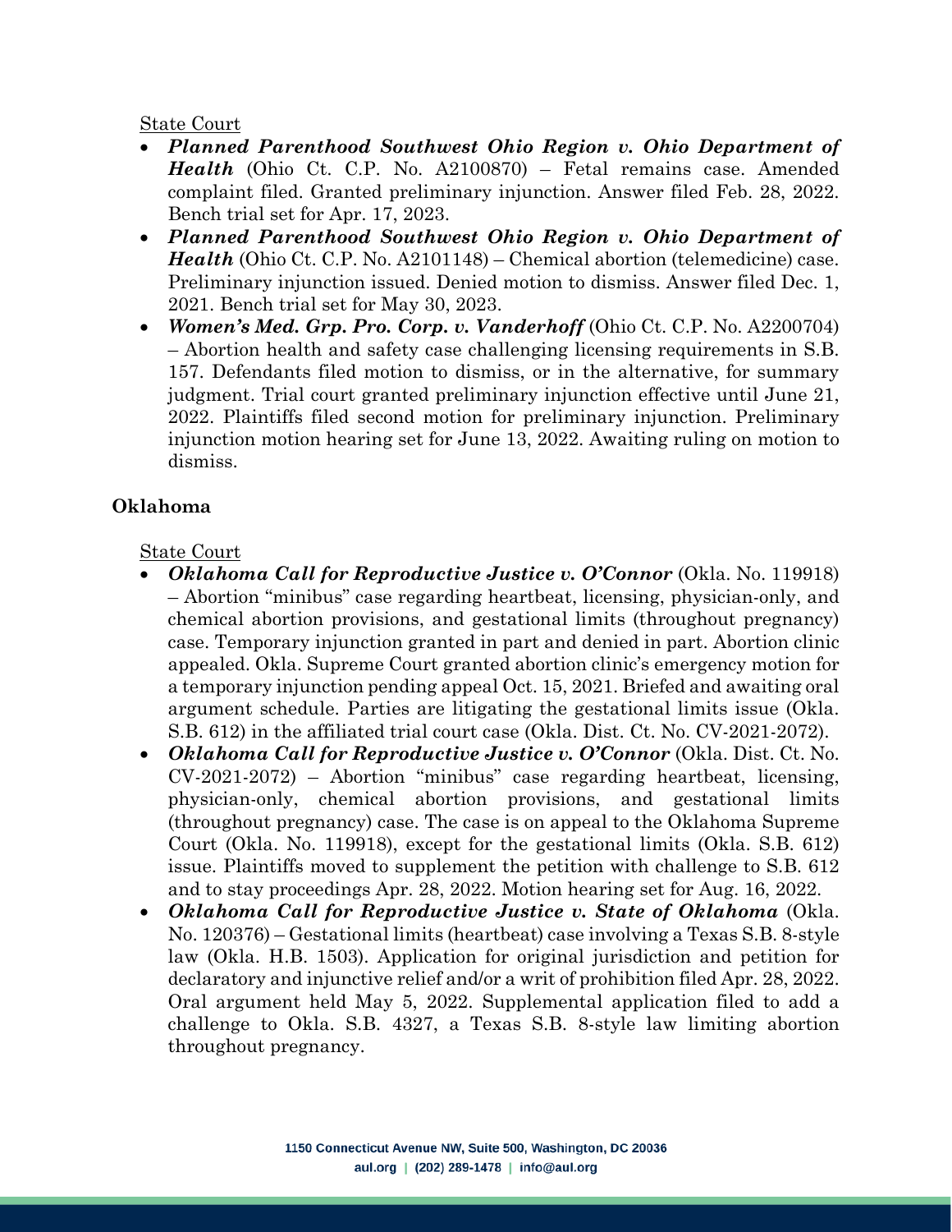State Court

- ***Planned Parenthood Southwest Ohio Region v. Ohio Department of Health*** (Ohio Ct. C.P. No. A2100870) – Fetal remains case. Amended complaint filed. Granted preliminary injunction. Answer filed Feb. 28, 2022. Bench trial set for Apr. 17, 2023.
- ***Planned Parenthood Southwest Ohio Region v. Ohio Department of Health*** (Ohio Ct. C.P. No. A2101148) – Chemical abortion (telemedicine) case. Preliminary injunction issued. Denied motion to dismiss. Answer filed Dec. 1, 2021. Bench trial set for May 30, 2023.
- ***Women's Med. Grp. Pro. Corp. v. Vanderhoff*** (Ohio Ct. C.P. No. A2200704) – Abortion health and safety case challenging licensing requirements in S.B. 157. Defendants filed motion to dismiss, or in the alternative, for summary judgment. Trial court granted preliminary injunction effective until June 21, 2022. Plaintiffs filed second motion for preliminary injunction. Preliminary injunction motion hearing set for June 13, 2022. Awaiting ruling on motion to dismiss.

## Oklahoma

State Court

- ***Oklahoma Call for Reproductive Justice v. O'Connor*** (Okla. No. 119918) – Abortion "minibus" case regarding heartbeat, licensing, physician-only, and chemical abortion provisions, and gestational limits (throughout pregnancy) case. Temporary injunction granted in part and denied in part. Abortion clinic appealed. Okla. Supreme Court granted abortion clinic's emergency motion for a temporary injunction pending appeal Oct. 15, 2021. Briefed and awaiting oral argument schedule. Parties are litigating the gestational limits issue (Okla. S.B. 612) in the affiliated trial court case (Okla. Dist. Ct. No. CV-2021-2072).
- ***Oklahoma Call for Reproductive Justice v. O'Connor*** (Okla. Dist. Ct. No. CV-2021-2072) – Abortion "minibus" case regarding heartbeat, licensing, physician-only, chemical abortion provisions, and gestational limits (throughout pregnancy) case. The case is on appeal to the Oklahoma Supreme Court (Okla. No. 119918), except for the gestational limits (Okla. S.B. 612) issue. Plaintiffs moved to supplement the petition with challenge to S.B. 612 and to stay proceedings Apr. 28, 2022. Motion hearing set for Aug. 16, 2022.
- ***Oklahoma Call for Reproductive Justice v. State of Oklahoma*** (Okla. No. 120376) – Gestational limits (heartbeat) case involving a Texas S.B. 8-style law (Okla. H.B. 1503). Application for original jurisdiction and petition for declaratory and injunctive relief and/or a writ of prohibition filed Apr. 28, 2022. Oral argument held May 5, 2022. Supplemental application filed to add a challenge to Okla. S.B. 4327, a Texas S.B. 8-style law limiting abortion throughout pregnancy.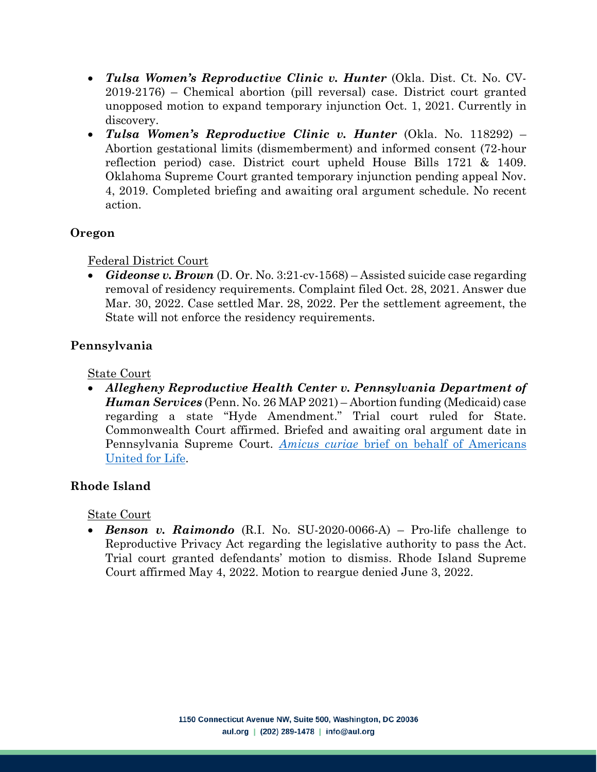- ***Tulsa Women's Reproductive Clinic v. Hunter*** (Okla. Dist. Ct. No. CV-2019-2176) – Chemical abortion (pill reversal) case. District court granted unopposed motion to expand temporary injunction Oct. 1, 2021. Currently in discovery.
- ***Tulsa Women's Reproductive Clinic v. Hunter*** (Okla. No. 118292) – Abortion gestational limits (dismemberment) and informed consent (72-hour reflection period) case. District court upheld House Bills 1721 & 1409. Oklahoma Supreme Court granted temporary injunction pending appeal Nov. 4, 2019. Completed briefing and awaiting oral argument schedule. No recent action.

### Oregon

Federal District Court

- ***Gideonse v. Brown*** (D. Or. No. 3:21-cv-1568) – Assisted suicide case regarding removal of residency requirements. Complaint filed Oct. 28, 2021. Answer due Mar. 30, 2022. Case settled Mar. 28, 2022. Per the settlement agreement, the State will not enforce the residency requirements.

### Pennsylvania

State Court

- ***Allegheny Reproductive Health Center v. Pennsylvania Department of Human Services*** (Penn. No. 26 MAP 2021) – Abortion funding (Medicaid) case regarding a state "Hyde Amendment." Trial court ruled for State. Commonwealth Court affirmed. Briefed and awaiting oral argument date in Pennsylvania Supreme Court. *Amicus curiae* brief on behalf of Americans United for Life.

### Rhode Island

State Court

- ***Benson v. Raimondo*** (R.I. No. SU-2020-0066-A) – Pro-life challenge to Reproductive Privacy Act regarding the legislative authority to pass the Act. Trial court granted defendants' motion to dismiss. Rhode Island Supreme Court affirmed May 4, 2022. Motion to reargue denied June 3, 2022.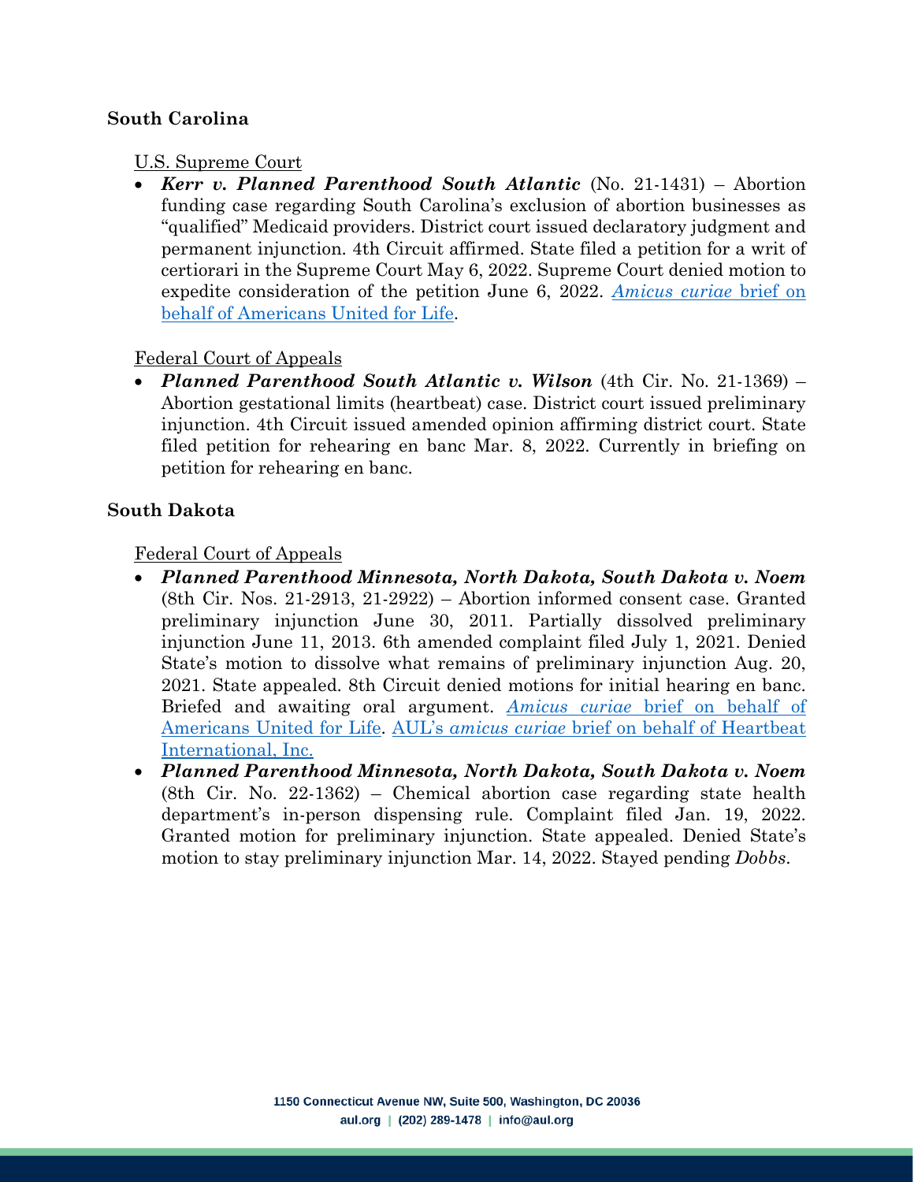## South Carolina

U.S. Supreme Court

- ***Kerr v. Planned Parenthood South Atlantic*** (No. 21-1431) – Abortion funding case regarding South Carolina's exclusion of abortion businesses as "qualified" Medicaid providers. District court issued declaratory judgment and permanent injunction. 4th Circuit affirmed. State filed a petition for a writ of certiorari in the Supreme Court May 6, 2022. Supreme Court denied motion to expedite consideration of the petition June 6, 2022. *Amicus curiae* brief on behalf of Americans United for Life.

Federal Court of Appeals

- ***Planned Parenthood South Atlantic v. Wilson*** (4th Cir. No. 21-1369) – Abortion gestational limits (heartbeat) case. District court issued preliminary injunction. 4th Circuit issued amended opinion affirming district court. State filed petition for rehearing en banc Mar. 8, 2022. Currently in briefing on petition for rehearing en banc.

## South Dakota

Federal Court of Appeals

- ***Planned Parenthood Minnesota, North Dakota, South Dakota v. Noem*** (8th Cir. Nos. 21-2913, 21-2922) – Abortion informed consent case. Granted preliminary injunction June 30, 2011. Partially dissolved preliminary injunction June 11, 2013. 6th amended complaint filed July 1, 2021. Denied State's motion to dissolve what remains of preliminary injunction Aug. 20, 2021. State appealed. 8th Circuit denied motions for initial hearing en banc. Briefed and awaiting oral argument. *Amicus curiae* brief on behalf of Americans United for Life. AUL's *amicus curiae* brief on behalf of Heartbeat International, Inc.
- ***Planned Parenthood Minnesota, North Dakota, South Dakota v. Noem*** (8th Cir. No. 22-1362) – Chemical abortion case regarding state health department's in-person dispensing rule. Complaint filed Jan. 19, 2022. Granted motion for preliminary injunction. State appealed. Denied State's motion to stay preliminary injunction Mar. 14, 2022. Stayed pending *Dobbs*.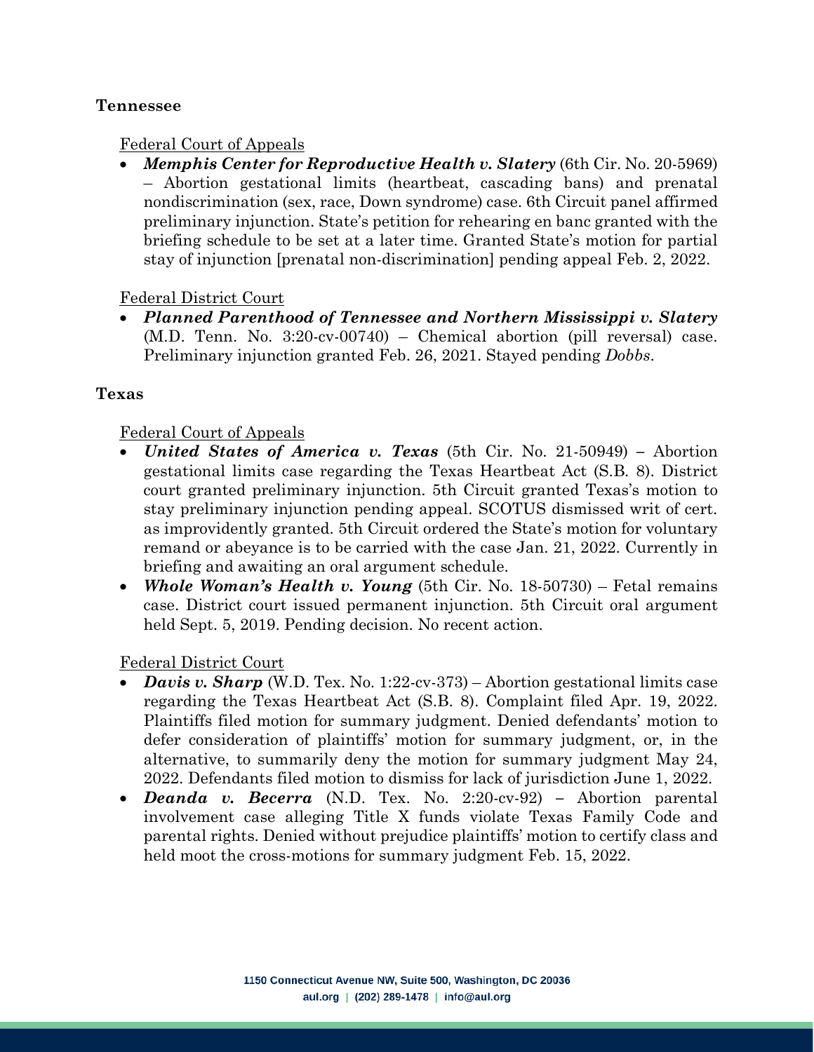## Tennessee

Federal Court of Appeals

- ***Memphis Center for Reproductive Health v. Slatery*** (6th Cir. No. 20-5969) – Abortion gestational limits (heartbeat, cascading bans) and prenatal nondiscrimination (sex, race, Down syndrome) case. 6th Circuit panel affirmed preliminary injunction. State's petition for rehearing en banc granted with the briefing schedule to be set at a later time. Granted State's motion for partial stay of injunction [prenatal non-discrimination] pending appeal Feb. 2, 2022.

Federal District Court

- ***Planned Parenthood of Tennessee and Northern Mississippi v. Slatery*** (M.D. Tenn. No. 3:20-cv-00740) – Chemical abortion (pill reversal) case. Preliminary injunction granted Feb. 26, 2021. Stayed pending *Dobbs*.

## Texas

Federal Court of Appeals

- ***United States of America v. Texas*** (5th Cir. No. 21-50949) – Abortion gestational limits case regarding the Texas Heartbeat Act (S.B. 8). District court granted preliminary injunction. 5th Circuit granted Texas's motion to stay preliminary injunction pending appeal. SCOTUS dismissed writ of cert. as improvidently granted. 5th Circuit ordered the State's motion for voluntary remand or abeyance is to be carried with the case Jan. 21, 2022. Currently in briefing and awaiting an oral argument schedule.
- ***Whole Woman's Health v. Young*** (5th Cir. No. 18-50730) – Fetal remains case. District court issued permanent injunction. 5th Circuit oral argument held Sept. 5, 2019. Pending decision. No recent action.

Federal District Court

- ***Davis v. Sharp*** (W.D. Tex. No. 1:22-cv-373) – Abortion gestational limits case regarding the Texas Heartbeat Act (S.B. 8). Complaint filed Apr. 19, 2022. Plaintiffs filed motion for summary judgment. Denied defendants' motion to defer consideration of plaintiffs' motion for summary judgment, or, in the alternative, to summarily deny the motion for summary judgment May 24, 2022. Defendants filed motion to dismiss for lack of jurisdiction June 1, 2022.
- ***Deanda v. Becerra*** (N.D. Tex. No. 2:20-cv-92) – Abortion parental involvement case alleging Title X funds violate Texas Family Code and parental rights. Denied without prejudice plaintiffs' motion to certify class and held moot the cross-motions for summary judgment Feb. 15, 2022.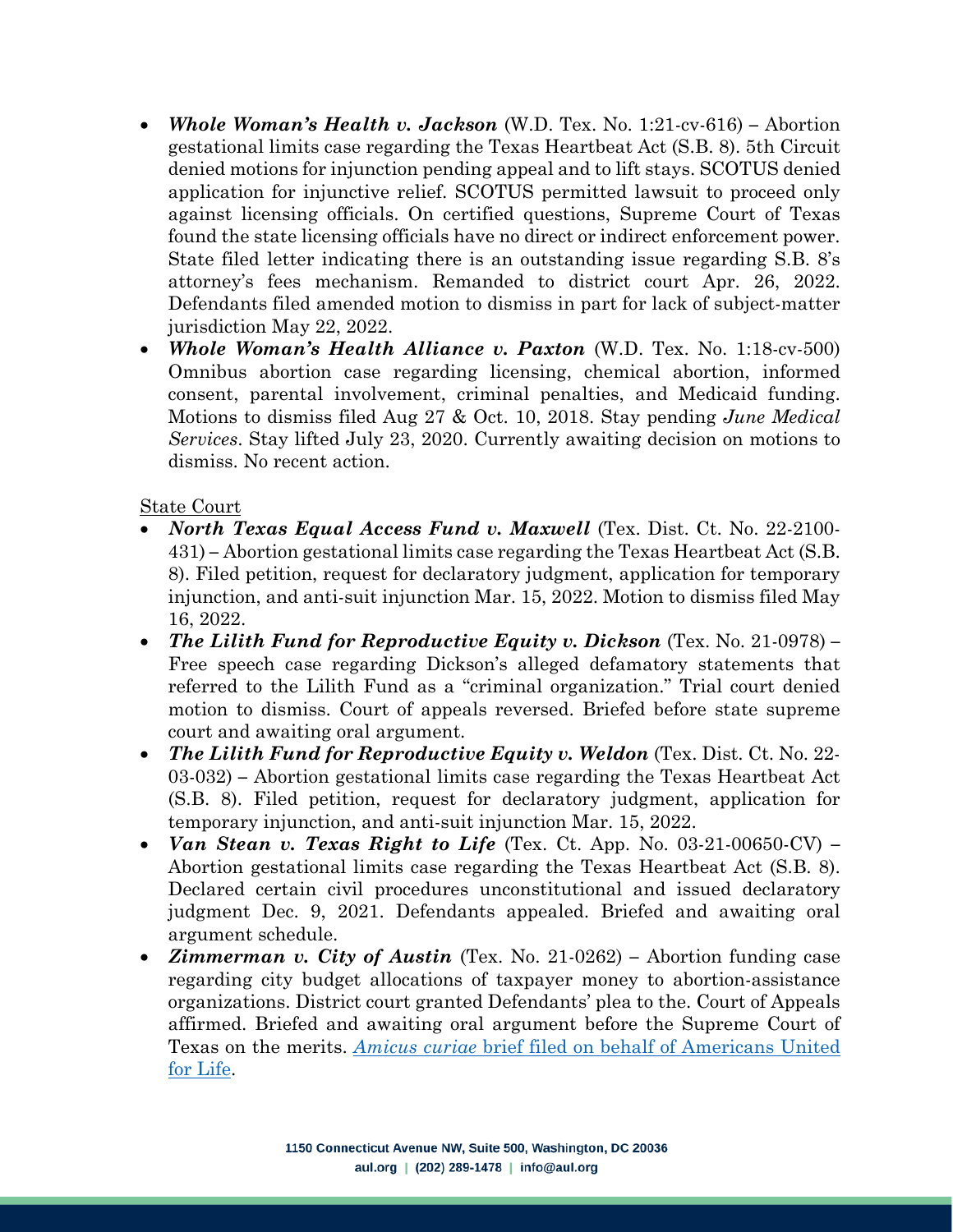- ***Whole Woman's Health v. Jackson*** (W.D. Tex. No. 1:21-cv-616) – Abortion gestational limits case regarding the Texas Heartbeat Act (S.B. 8). 5th Circuit denied motions for injunction pending appeal and to lift stays. SCOTUS denied application for injunctive relief. SCOTUS permitted lawsuit to proceed only against licensing officials. On certified questions, Supreme Court of Texas found the state licensing officials have no direct or indirect enforcement power. State filed letter indicating there is an outstanding issue regarding S.B. 8's attorney's fees mechanism. Remanded to district court Apr. 26, 2022. Defendants filed amended motion to dismiss in part for lack of subject-matter jurisdiction May 22, 2022.
- ***Whole Woman's Health Alliance v. Paxton*** (W.D. Tex. No. 1:18-cv-500) Omnibus abortion case regarding licensing, chemical abortion, informed consent, parental involvement, criminal penalties, and Medicaid funding. Motions to dismiss filed Aug 27 & Oct. 10, 2018. Stay pending *June Medical Services*. Stay lifted July 23, 2020. Currently awaiting decision on motions to dismiss. No recent action.

<u>State Court</u>

- ***North Texas Equal Access Fund v. Maxwell*** (Tex. Dist. Ct. No. 22-2100-431) – Abortion gestational limits case regarding the Texas Heartbeat Act (S.B. 8). Filed petition, request for declaratory judgment, application for temporary injunction, and anti-suit injunction Mar. 15, 2022. Motion to dismiss filed May 16, 2022.
- ***The Lilith Fund for Reproductive Equity v. Dickson*** (Tex. No. 21-0978) – Free speech case regarding Dickson's alleged defamatory statements that referred to the Lilith Fund as a "criminal organization." Trial court denied motion to dismiss. Court of appeals reversed. Briefed before state supreme court and awaiting oral argument.
- ***The Lilith Fund for Reproductive Equity v. Weldon*** (Tex. Dist. Ct. No. 22-03-032) – Abortion gestational limits case regarding the Texas Heartbeat Act (S.B. 8). Filed petition, request for declaratory judgment, application for temporary injunction, and anti-suit injunction Mar. 15, 2022.
- ***Van Stean v. Texas Right to Life*** (Tex. Ct. App. No. 03-21-00650-CV) – Abortion gestational limits case regarding the Texas Heartbeat Act (S.B. 8). Declared certain civil procedures unconstitutional and issued declaratory judgment Dec. 9, 2021. Defendants appealed. Briefed and awaiting oral argument schedule.
- ***Zimmerman v. City of Austin*** (Tex. No. 21-0262) – Abortion funding case regarding city budget allocations of taxpayer money to abortion-assistance organizations. District court granted Defendants' plea to the. Court of Appeals affirmed. Briefed and awaiting oral argument before the Supreme Court of Texas on the merits. [*Amicus curiae* brief filed on behalf of Americans United for Life]().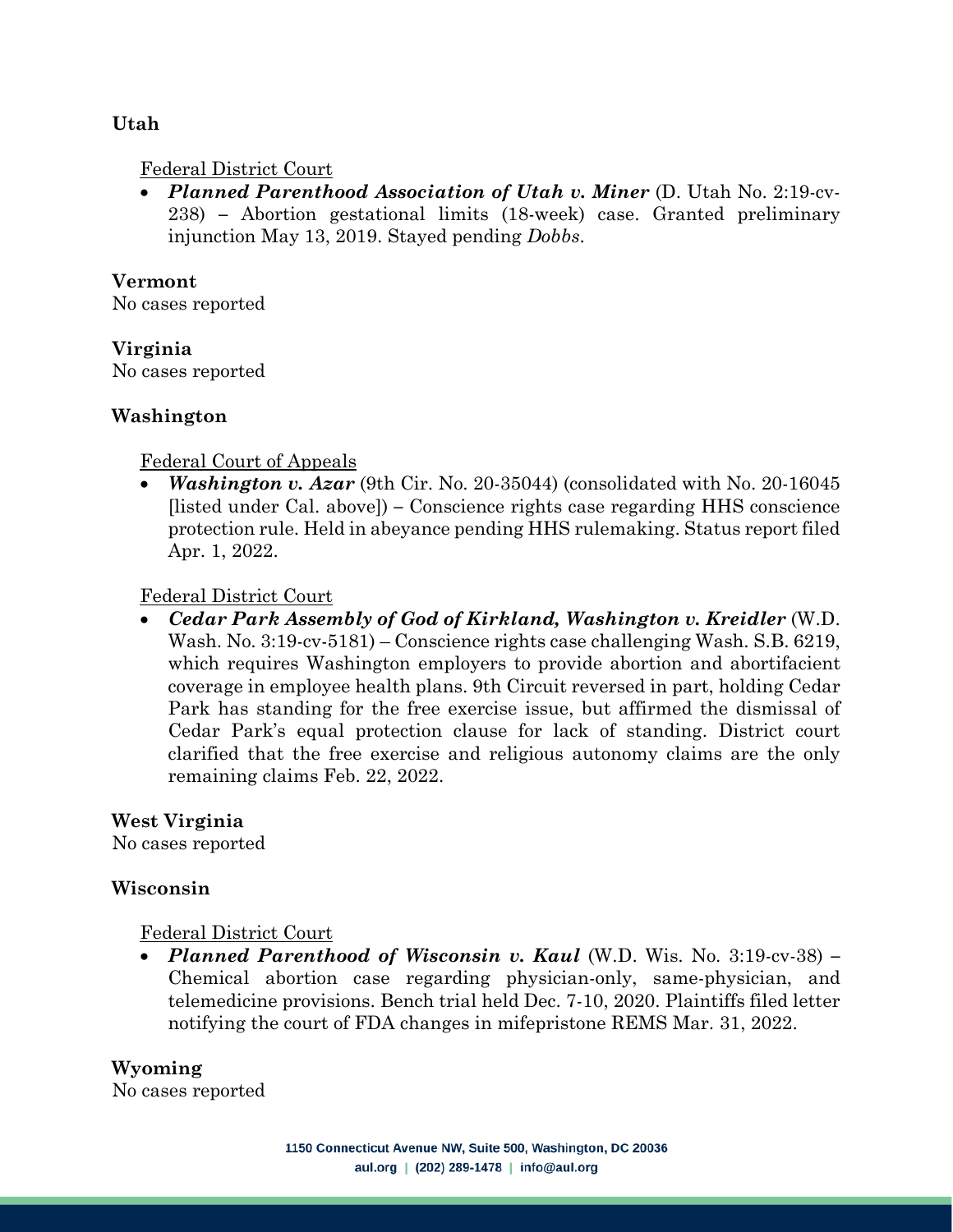**Utah**

Federal District Court

- ***Planned Parenthood Association of Utah v. Miner*** (D. Utah No. 2:19-cv-238) – Abortion gestational limits (18-week) case. Granted preliminary injunction May 13, 2019. Stayed pending *Dobbs*.

**Vermont**

No cases reported

**Virginia**

No cases reported

**Washington**

Federal Court of Appeals

- ***Washington v. Azar*** (9th Cir. No. 20-35044) (consolidated with No. 20-16045 [listed under Cal. above]) – Conscience rights case regarding HHS conscience protection rule. Held in abeyance pending HHS rulemaking. Status report filed Apr. 1, 2022.

Federal District Court

- ***Cedar Park Assembly of God of Kirkland, Washington v. Kreidler*** (W.D. Wash. No. 3:19-cv-5181) – Conscience rights case challenging Wash. S.B. 6219, which requires Washington employers to provide abortion and abortifacient coverage in employee health plans. 9th Circuit reversed in part, holding Cedar Park has standing for the free exercise issue, but affirmed the dismissal of Cedar Park's equal protection clause for lack of standing. District court clarified that the free exercise and religious autonomy claims are the only remaining claims Feb. 22, 2022.

**West Virginia**

No cases reported

**Wisconsin**

Federal District Court

- ***Planned Parenthood of Wisconsin v. Kaul*** (W.D. Wis. No. 3:19-cv-38) – Chemical abortion case regarding physician-only, same-physician, and telemedicine provisions. Bench trial held Dec. 7-10, 2020. Plaintiffs filed letter notifying the court of FDA changes in mifepristone REMS Mar. 31, 2022.

**Wyoming**

No cases reported